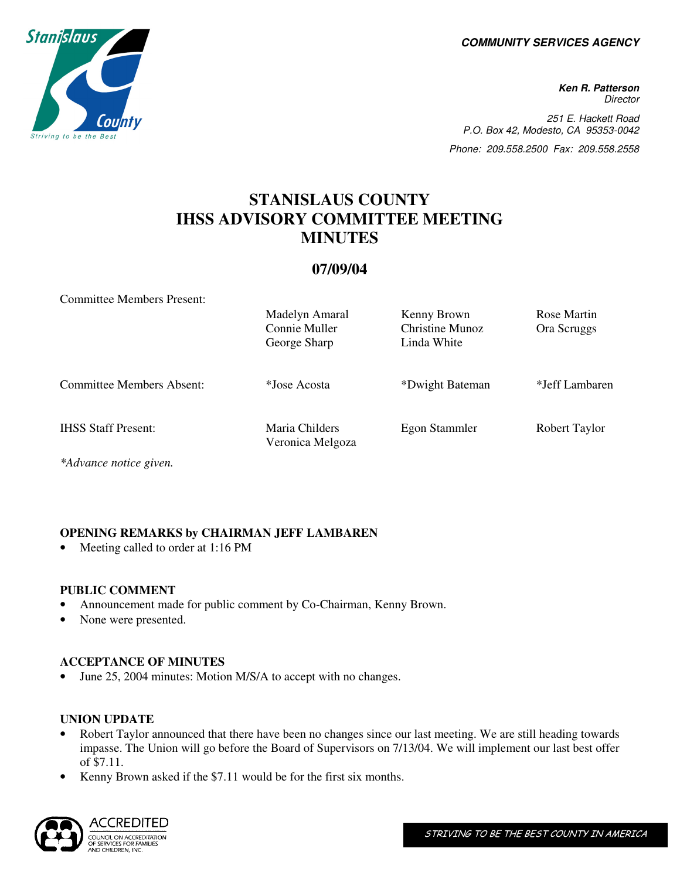COMMUNITY SERVICES AGENCY

**Ken R. Patterson**
*Director*

251 E. Hackett Road
P.O. Box 42, Modesto, CA 95353-0042
Phone: 209.558.2500 Fax: 209.558.2558

# STANISLAUS COUNTY IHSS ADVISORY COMMITTEE MEETING MINUTES

## 07/09/04

| | | | |
|---|---|---|---|
| Committee Members Present: | Madelyn Amaral<br>Connie Muller<br>George Sharp | Kenny Brown<br>Christine Munoz<br>Linda White | Rose Martin<br>Ora Scruggs |
| Committee Members Absent: | *Jose Acosta | *Dwight Bateman | *Jeff Lambaren |
| IHSS Staff Present: | Maria Childers<br>Veronica Melgoza | Egon Stammler | Robert Taylor |

*Advance notice given.*

### OPENING REMARKS by CHAIRMAN JEFF LAMBAREN

- Meeting called to order at 1:16 PM

### PUBLIC COMMENT

- Announcement made for public comment by Co-Chairman, Kenny Brown.
- None were presented.

### ACCEPTANCE OF MINUTES

- June 25, 2004 minutes: Motion M/S/A to accept with no changes.

### UNION UPDATE

- Robert Taylor announced that there have been no changes since our last meeting. We are still heading towards impasse. The Union will go before the Board of Supervisors on 7/13/04. We will implement our last best offer of $7.11.
- Kenny Brown asked if the $7.11 would be for the first six months.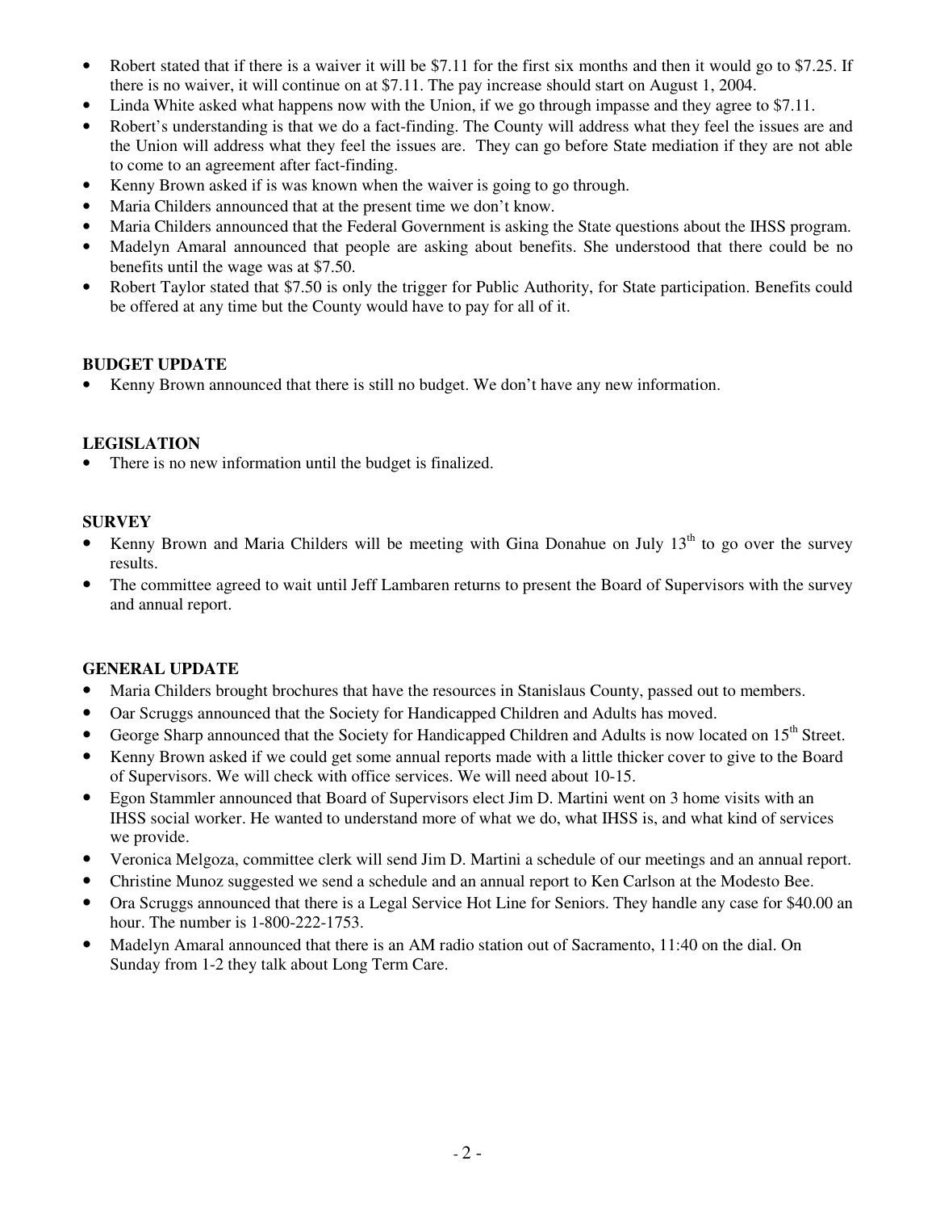- Robert stated that if there is a waiver it will be $7.11 for the first six months and then it would go to $7.25. If there is no waiver, it will continue on at $7.11. The pay increase should start on August 1, 2004.
- Linda White asked what happens now with the Union, if we go through impasse and they agree to $7.11.
- Robert's understanding is that we do a fact-finding. The County will address what they feel the issues are and the Union will address what they feel the issues are. They can go before State mediation if they are not able to come to an agreement after fact-finding.
- Kenny Brown asked if is was known when the waiver is going to go through.
- Maria Childers announced that at the present time we don't know.
- Maria Childers announced that the Federal Government is asking the State questions about the IHSS program.
- Madelyn Amaral announced that people are asking about benefits. She understood that there could be no benefits until the wage was at $7.50.
- Robert Taylor stated that $7.50 is only the trigger for Public Authority, for State participation. Benefits could be offered at any time but the County would have to pay for all of it.

**BUDGET UPDATE**

- Kenny Brown announced that there is still no budget. We don't have any new information.

**LEGISLATION**

- There is no new information until the budget is finalized.

**SURVEY**

- Kenny Brown and Maria Childers will be meeting with Gina Donahue on July 13th to go over the survey results.
- The committee agreed to wait until Jeff Lambaren returns to present the Board of Supervisors with the survey and annual report.

**GENERAL UPDATE**

- Maria Childers brought brochures that have the resources in Stanislaus County, passed out to members.
- Oar Scruggs announced that the Society for Handicapped Children and Adults has moved.
- George Sharp announced that the Society for Handicapped Children and Adults is now located on 15th Street.
- Kenny Brown asked if we could get some annual reports made with a little thicker cover to give to the Board of Supervisors. We will check with office services. We will need about 10-15.
- Egon Stammler announced that Board of Supervisors elect Jim D. Martini went on 3 home visits with an IHSS social worker. He wanted to understand more of what we do, what IHSS is, and what kind of services we provide.
- Veronica Melgoza, committee clerk will send Jim D. Martini a schedule of our meetings and an annual report.
- Christine Munoz suggested we send a schedule and an annual report to Ken Carlson at the Modesto Bee.
- Ora Scruggs announced that there is a Legal Service Hot Line for Seniors. They handle any case for $40.00 an hour. The number is 1-800-222-1753.
- Madelyn Amaral announced that there is an AM radio station out of Sacramento, 11:40 on the dial. On Sunday from 1-2 they talk about Long Term Care.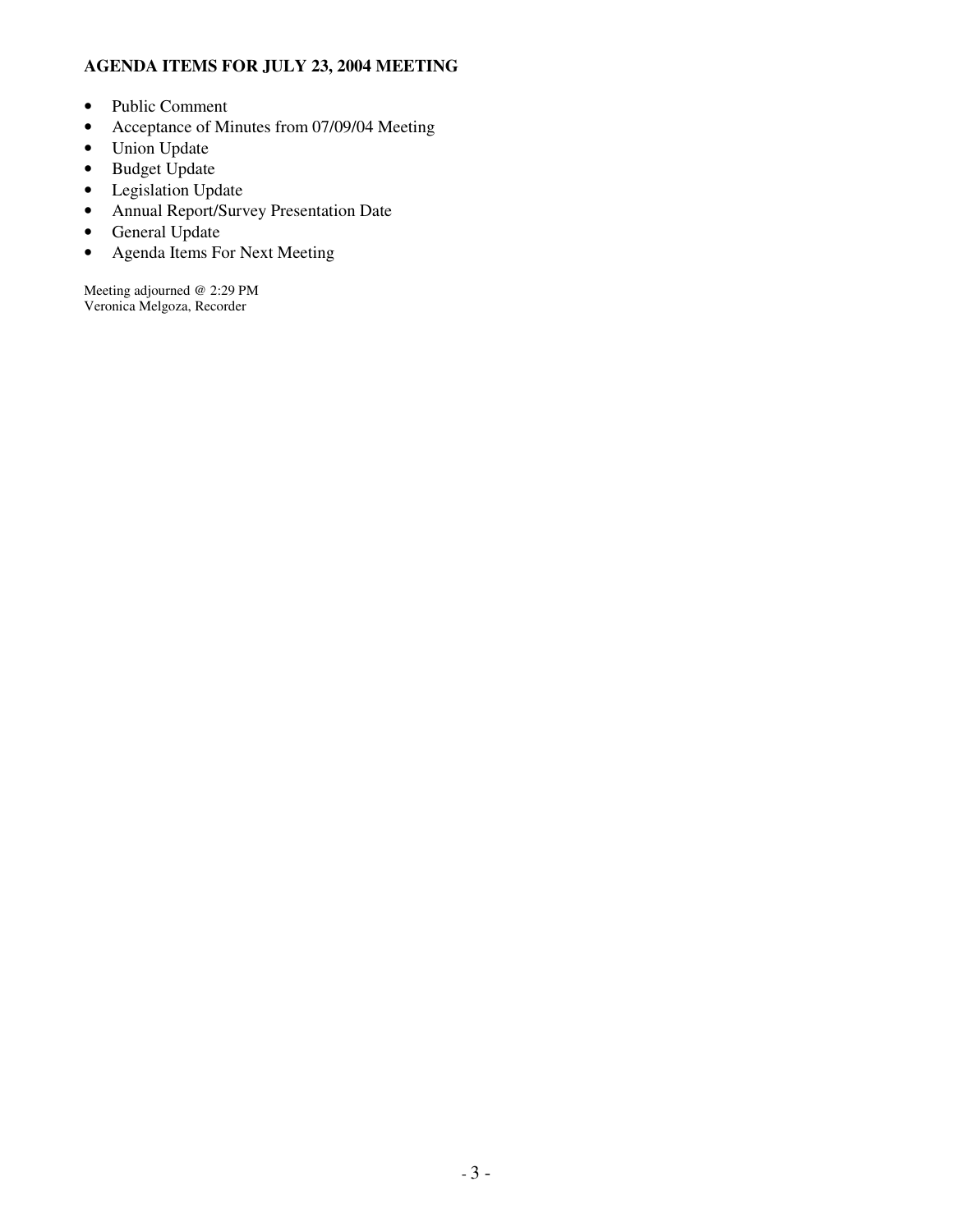**AGENDA ITEMS FOR JULY 23, 2004 MEETING**

- Public Comment
- Acceptance of Minutes from 07/09/04 Meeting
- Union Update
- Budget Update
- Legislation Update
- Annual Report/Survey Presentation Date
- General Update
- Agenda Items For Next Meeting

Meeting adjourned @ 2:29 PM
Veronica Melgoza, Recorder